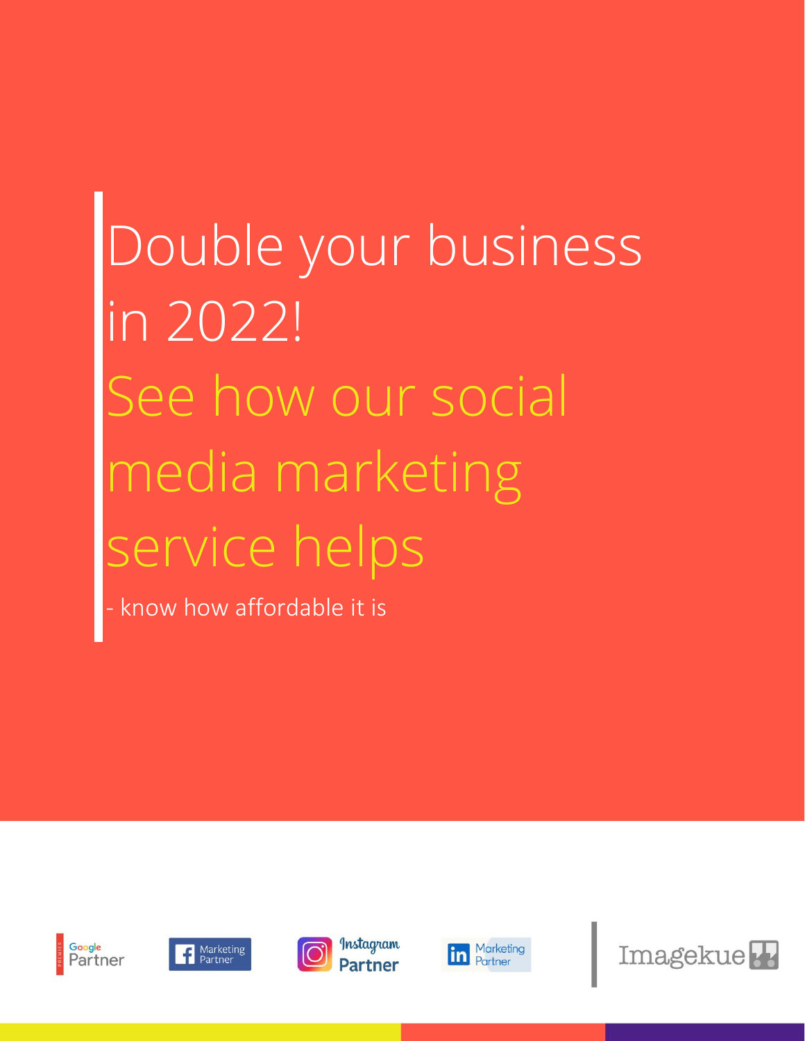# Double your business in 2022!

## See how our social media marketing service helps

- know how affordable it is

Google Partner | Facebook Marketing Partner | Instagram Partner | LinkedIn Marketing Partner | Imagekue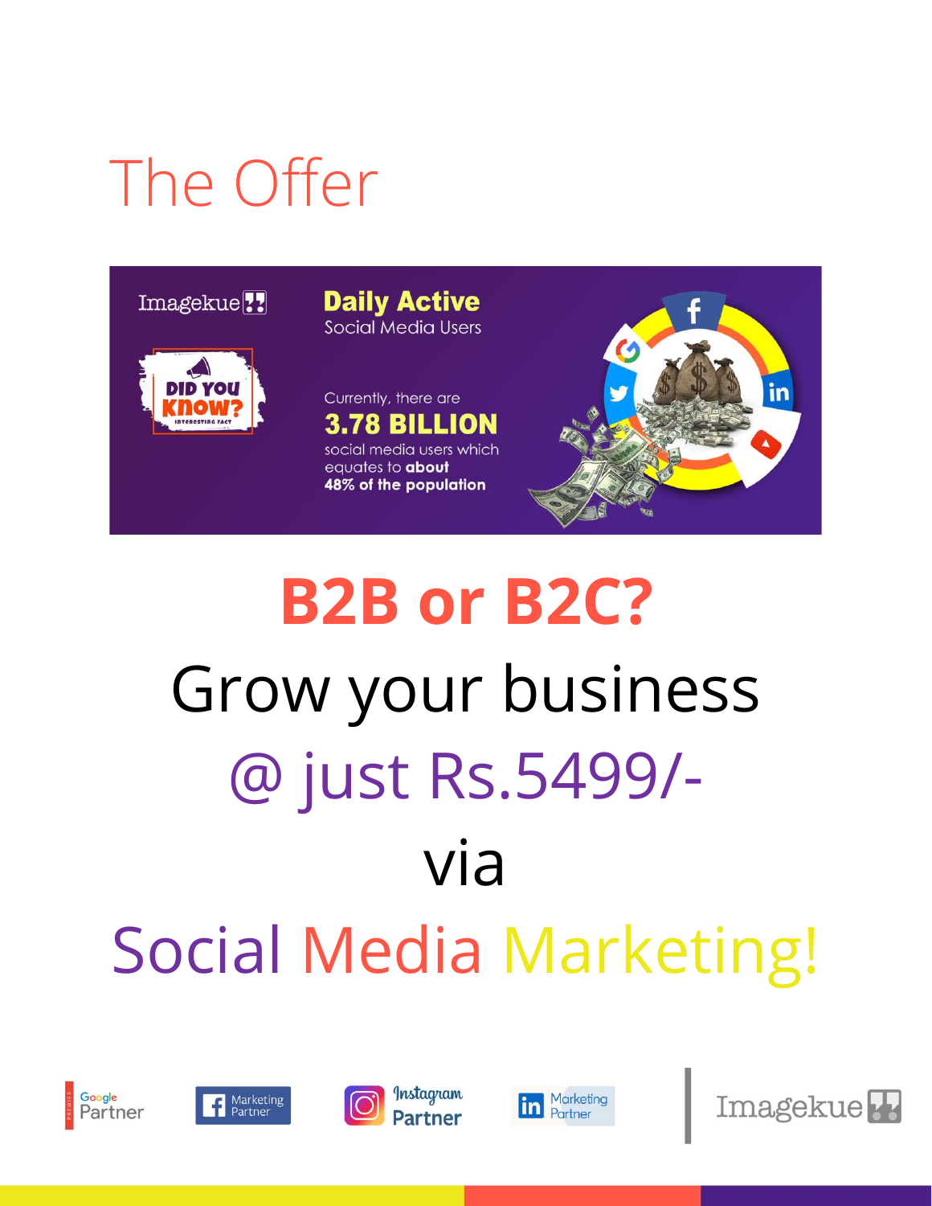# The Offer

Imagekue

DID YOU KNOW?
INTERESTING FACT

**Daily Active**
Social Media Users

Currently, there are
**3.78 BILLION**
social media users which equates to **about 48% of the population**

## B2B or B2C?

Grow your business

@ just Rs.5499/-

via

Social Media Marketing!

Google Partner | Facebook Marketing Partner | Instagram Partner | LinkedIn Marketing Partner | Imagekue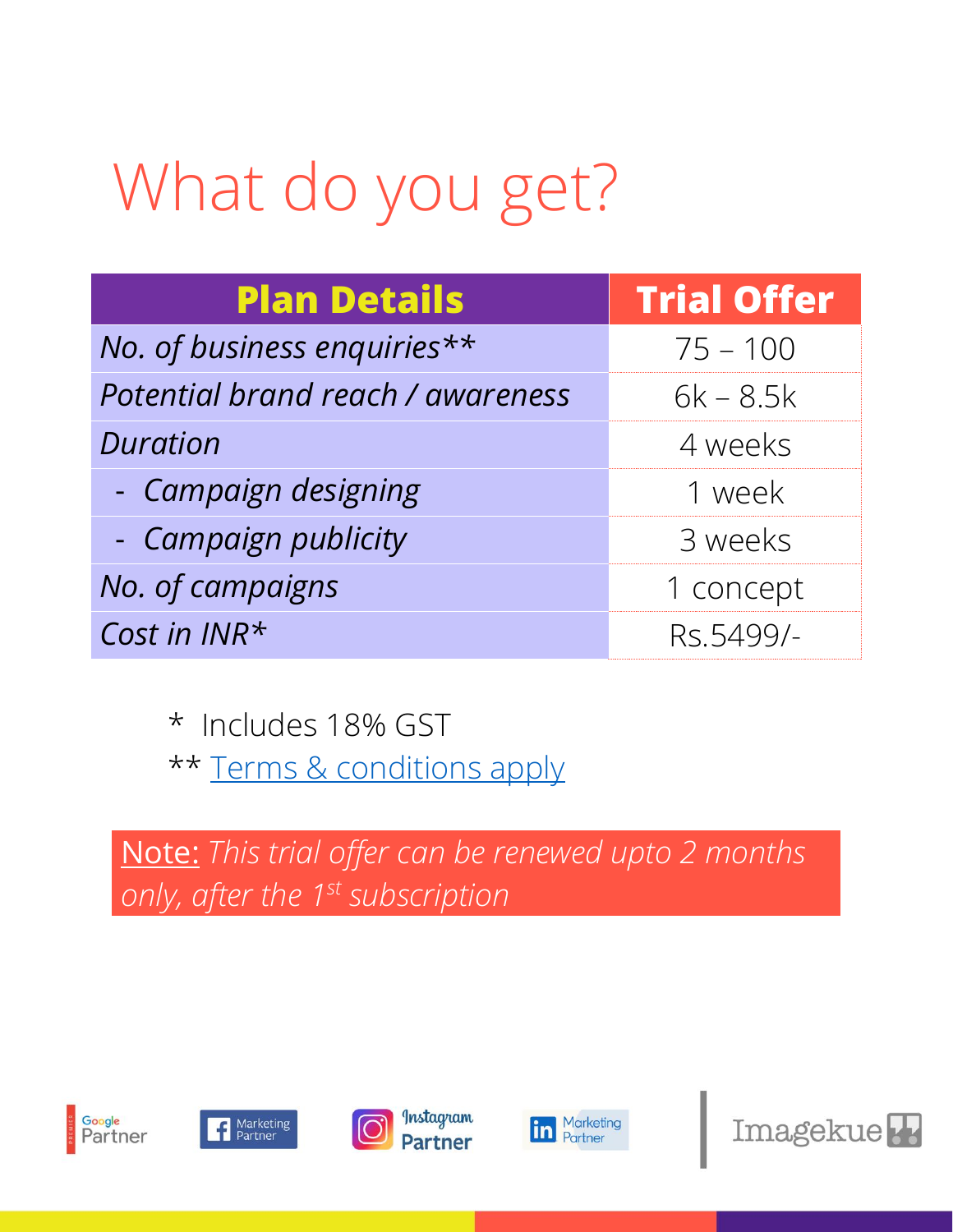# What do you get?

| Plan Details | Trial Offer |
| --- | --- |
| *No. of business enquiries\*\** | 75 – 100 |
| *Potential brand reach / awareness* | 6k – 8.5k |
| *Duration* | 4 weeks |
| - *Campaign designing* | 1 week |
| - *Campaign publicity* | 3 weeks |
| *No. of campaigns* | 1 concept |
| *Cost in INR\** | Rs.5499/- |

\* Includes 18% GST

\*\* Terms & conditions apply

Note: *This trial offer can be renewed upto 2 months only, after the 1st subscription*

Google Partner | Facebook Marketing Partner | Instagram Partner | LinkedIn Marketing Partner | Imagekue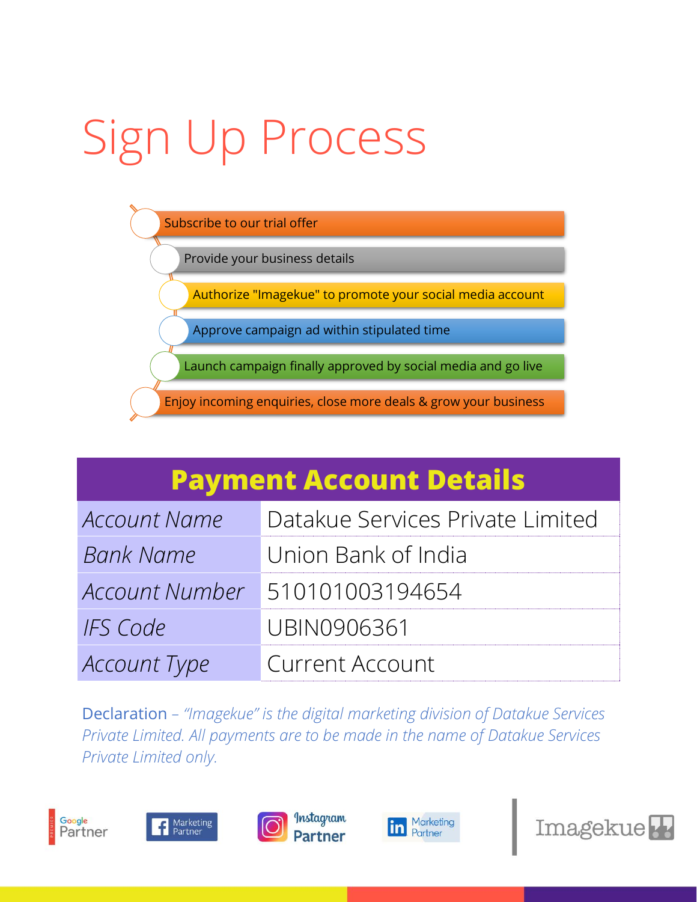# Sign Up Process

1. Subscribe to our trial offer
2. Provide your business details
3. Authorize "Imagekue" to promote your social media account
4. Approve campaign ad within stipulated time
5. Launch campaign finally approved by social media and go live
6. Enjoy incoming enquiries, close more deals & grow your business

| **Payment Account Details** | |
|---|---|
| *Account Name* | Datakue Services Private Limited |
| *Bank Name* | Union Bank of India |
| *Account Number* | 510101003194654 |
| *IFS Code* | UBIN0906361 |
| *Account Type* | Current Account |

Declaration – *"Imagekue" is the digital marketing division of Datakue Services Private Limited. All payments are to be made in the name of Datakue Services Private Limited only.*

Google Partner | Facebook Marketing Partner | Instagram Partner | LinkedIn Marketing Partner | Imagekue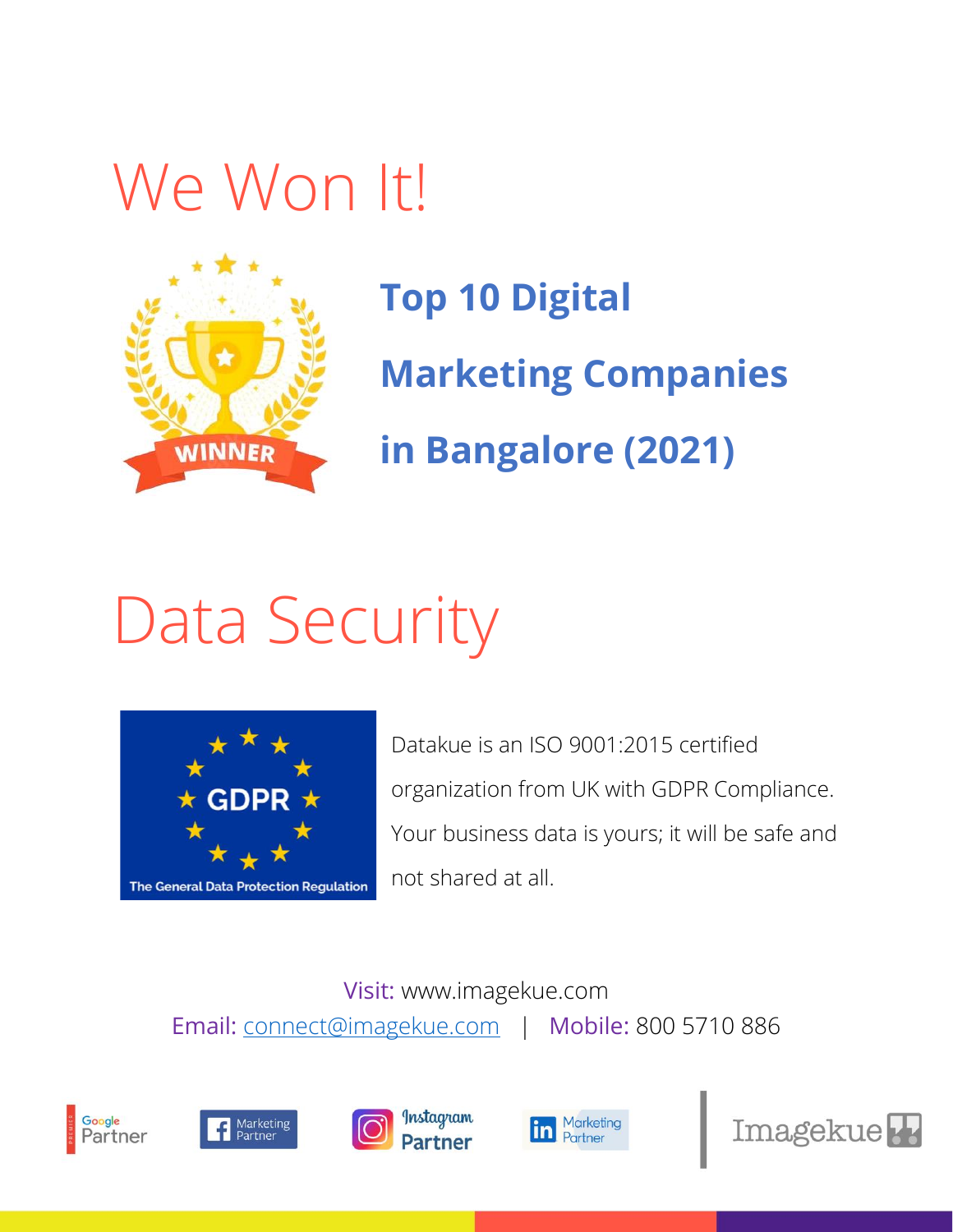# We Won It!

WINNER

## Top 10 Digital Marketing Companies in Bangalore (2021)

# Data Security

GDPR

The General Data Protection Regulation

Datakue is an ISO 9001:2015 certified organization from UK with GDPR Compliance. Your business data is yours; it will be safe and not shared at all.

Visit: www.imagekue.com

Email: connect@imagekue.com | Mobile: 800 5710 886

Google Partner | Marketing Partner | Instagram Partner | Marketing Partner | Imagekue